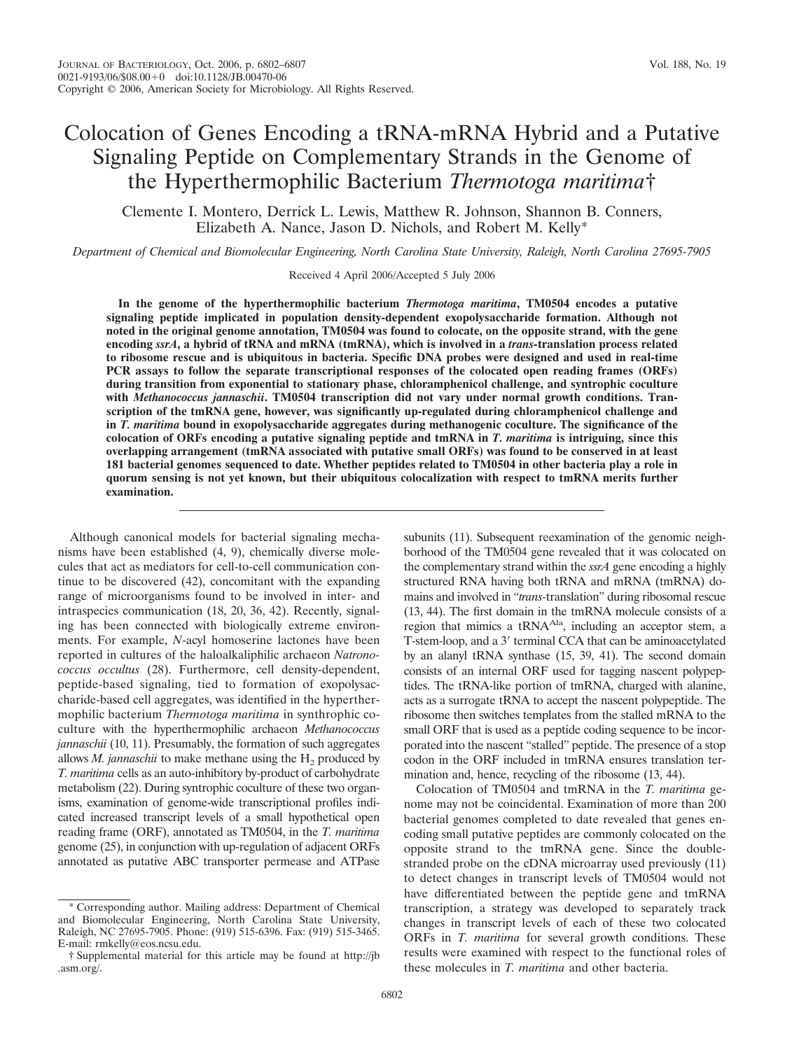# Colocation of Genes Encoding a tRNA-mRNA Hybrid and a Putative Signaling Peptide on Complementary Strands in the Genome of the Hyperthermophilic Bacterium *Thermotoga maritima*†

Clemente I. Montero, Derrick L. Lewis, Matthew R. Johnson, Shannon B. Conners, Elizabeth A. Nance, Jason D. Nichols, and Robert M. Kelly*

*Department of Chemical and Biomolecular Engineering, North Carolina State University, Raleigh, North Carolina 27695-7905*

Received 4 April 2006/Accepted 5 July 2006

**In the genome of the hyperthermophilic bacterium *Thermotoga maritima*, TM0504 encodes a putative signaling peptide implicated in population density-dependent exopolysaccharide formation. Although not noted in the original genome annotation, TM0504 was found to colocate, on the opposite strand, with the gene encoding *ssrA*, a hybrid of tRNA and mRNA (tmRNA), which is involved in a *trans*-translation process related to ribosome rescue and is ubiquitous in bacteria. Specific DNA probes were designed and used in real-time PCR assays to follow the separate transcriptional responses of the colocated open reading frames (ORFs) during transition from exponential to stationary phase, chloramphenicol challenge, and syntrophic coculture with *Methanococcus jannaschii*. TM0504 transcription did not vary under normal growth conditions. Transcription of the tmRNA gene, however, was significantly up-regulated during chloramphenicol challenge and in *T. maritima* bound in exopolysaccharide aggregates during methanogenic coculture. The significance of the colocation of ORFs encoding a putative signaling peptide and tmRNA in *T. maritima* is intriguing, since this overlapping arrangement (tmRNA associated with putative small ORFs) was found to be conserved in at least 181 bacterial genomes sequenced to date. Whether peptides related to TM0504 in other bacteria play a role in quorum sensing is not yet known, but their ubiquitous colocalization with respect to tmRNA merits further examination.**

Although canonical models for bacterial signaling mechanisms have been established (4, 9), chemically diverse molecules that act as mediators for cell-to-cell communication continue to be discovered (42), concomitant with the expanding range of microorganisms found to be involved in inter- and intraspecies communication (18, 20, 36, 42). Recently, signaling has been connected with biologically extreme environments. For example, *N*-acyl homoserine lactones have been reported in cultures of the haloalkaliphilic archaeon *Natronococcus occultus* (28). Furthermore, cell density-dependent, peptide-based signaling, tied to formation of exopolysaccharide-based cell aggregates, was identified in the hyperthermophilic bacterium *Thermotoga maritima* in synthrophic coculture with the hyperthermophilic archaeon *Methanococcus jannaschii* (10, 11). Presumably, the formation of such aggregates allows *M. jannaschii* to make methane using the $H_2$ produced by *T. maritima* cells as an auto-inhibitory by-product of carbohydrate metabolism (22). During syntrophic coculture of these two organisms, examination of genome-wide transcriptional profiles indicated increased transcript levels of a small hypothetical open reading frame (ORF), annotated as TM0504, in the *T. maritima* genome (25), in conjunction with up-regulation of adjacent ORFs annotated as putative ABC transporter permease and ATPase subunits (11). Subsequent reexamination of the genomic neighborhood of the TM0504 gene revealed that it was colocated on the complementary strand within the *ssrA* gene encoding a highly structured RNA having both tRNA and mRNA (tmRNA) domains and involved in "*trans*-translation" during ribosomal rescue (13, 44). The first domain in the tmRNA molecule consists of a region that mimics a tRNA$^{Ala}$, including an acceptor stem, a T-stem-loop, and a 3′ terminal CCA that can be aminoacetylated by an alanyl tRNA synthase (15, 39, 41). The second domain consists of an internal ORF used for tagging nascent polypeptides. The tRNA-like portion of tmRNA, charged with alanine, acts as a surrogate tRNA to accept the nascent polypeptide. The ribosome then switches templates from the stalled mRNA to the small ORF that is used as a peptide coding sequence to be incorporated into the nascent "stalled" peptide. The presence of a stop codon in the ORF included in tmRNA ensures translation termination and, hence, recycling of the ribosome (13, 44).

Colocation of TM0504 and tmRNA in the *T. maritima* genome may not be coincidental. Examination of more than 200 bacterial genomes completed to date revealed that genes encoding small putative peptides are commonly colocated on the opposite strand to the tmRNA gene. Since the double-stranded probe on the cDNA microarray used previously (11) to detect changes in transcript levels of TM0504 would not have differentiated between the peptide gene and tmRNA transcription, a strategy was developed to separately track changes in transcript levels of each of these two colocated ORFs in *T. maritima* for several growth conditions. These results were examined with respect to the functional roles of these molecules in *T. maritima* and other bacteria.

\* Corresponding author. Mailing address: Department of Chemical and Biomolecular Engineering, North Carolina State University, Raleigh, NC 27695-7905. Phone: (919) 515-6396. Fax: (919) 515-3465. E-mail: rmkelly@eos.ncsu.edu.

† Supplemental material for this article may be found at http://jb.asm.org/.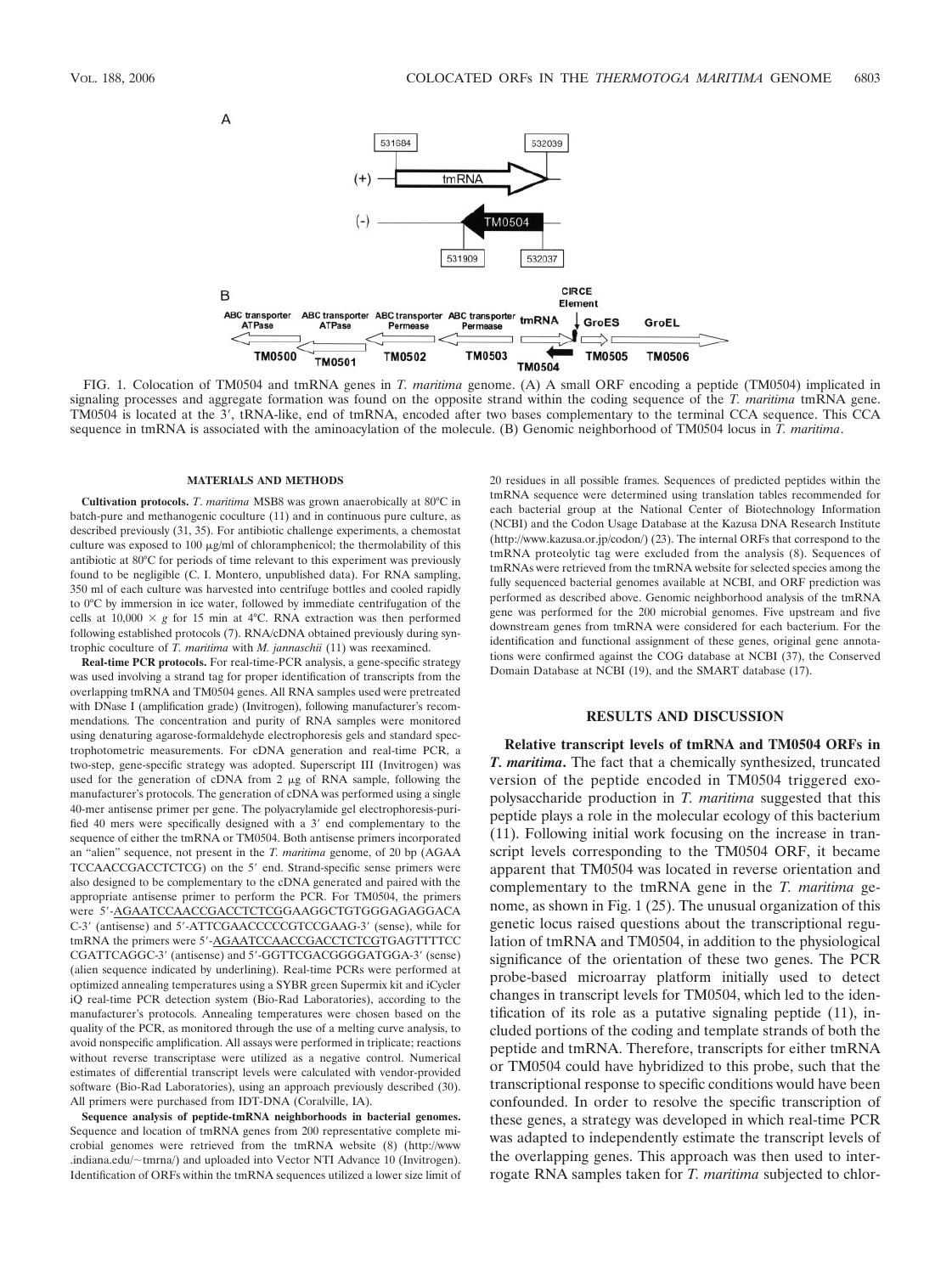FIG. 1. Colocation of TM0504 and tmRNA genes in *T. maritima* genome. (A) A small ORF encoding a peptide (TM0504) implicated in signaling processes and aggregate formation was found on the opposite strand within the coding sequence of the *T. maritima* tmRNA gene. TM0504 is located at the 3′, tRNA-like, end of tmRNA, encoded after two bases complementary to the terminal CCA sequence. This CCA sequence in tmRNA is associated with the aminoacylation of the molecule. (B) Genomic neighborhood of TM0504 locus in *T. maritima*.

## MATERIALS AND METHODS

**Cultivation protocols.** *T. maritima* MSB8 was grown anaerobically at 80°C in batch-pure and methanogenic coculture (11) and in continuous pure culture, as described previously (31, 35). For antibiotic challenge experiments, a chemostat culture was exposed to 100 μg/ml of chloramphenicol; the thermolability of this antibiotic at 80°C for periods of time relevant to this experiment was previously found to be negligible (C. I. Montero, unpublished data). For RNA sampling, 350 ml of each culture was harvested into centrifuge bottles and cooled rapidly to 0°C by immersion in ice water, followed by immediate centrifugation of the cells at 10,000 × *g* for 15 min at 4°C. RNA extraction was then performed following established protocols (7). RNA/cDNA obtained previously during syntrophic coculture of *T. maritima* with *M. jannaschii* (11) was reexamined.

**Real-time PCR protocols.** For real-time-PCR analysis, a gene-specific strategy was used involving a strand tag for proper identification of transcripts from the overlapping tmRNA and TM0504 genes. All RNA samples used were pretreated with DNase I (amplification grade) (Invitrogen), following manufacturer's recommendations. The concentration and purity of RNA samples were monitored using denaturing agarose-formaldehyde electrophoresis gels and standard spectrophotometric measurements. For cDNA generation and real-time PCR, a two-step, gene-specific strategy was adopted. Superscript III (Invitrogen) was used for the generation of cDNA from 2 μg of RNA sample, following the manufacturer's protocols. The generation of cDNA was performed using a single 40-mer antisense primer per gene. The polyacrylamide gel electrophoresis-purified 40 mers were specifically designed with a 3′ end complementary to the sequence of either the tmRNA or TM0504. Both antisense primers incorporated an "alien" sequence, not present in the *T. maritima* genome, of 20 bp (AGAATCCAACCGACCTCTCG) on the 5′ end. Strand-specific sense primers were also designed to be complementary to the cDNA generated and paired with the appropriate antisense primer to perform the PCR. For TM0504, the primers were 5′-AGAATCCAACCGACCTCTCGGAAGGCTGTGGGAGGACAC-3′ (antisense) and 5′-ATTCGAACCCCCGTCCGAAG-3′ (sense), while for tmRNA the primers were 5′-AGAATCCAACCGACCTCTCGTGAGTTTTCCCGATTCAGGC-3′ (antisense) and 5′-GGTTCGACGGGGATGGA-3′ (sense) (alien sequence indicated by underlining). Real-time PCRs were performed at optimized annealing temperatures using a SYBR green Supermix kit and iCycler iQ real-time PCR detection system (Bio-Rad Laboratories), according to the manufacturer's protocols. Annealing temperatures were chosen based on the quality of the PCR, as monitored through the use of a melting curve analysis, to avoid nonspecific amplification. All assays were performed in triplicate; reactions without reverse transcriptase were utilized as a negative control. Numerical estimates of differential transcript levels were calculated with vendor-provided software (Bio-Rad Laboratories), using an approach previously described (30). All primers were purchased from IDT-DNA (Coralville, IA).

**Sequence analysis of peptide-tmRNA neighborhoods in bacterial genomes.** Sequence and location of tmRNA genes from 200 representative complete microbial genomes were retrieved from the tmRNA website (8) (http://www.indiana.edu/~tmrna/) and uploaded into Vector NTI Advance 10 (Invitrogen). Identification of ORFs within the tmRNA sequences utilized a lower size limit of 20 residues in all possible frames. Sequences of predicted peptides within the tmRNA sequence were determined using translation tables recommended for each bacterial group at the National Center of Biotechnology Information (NCBI) and the Codon Usage Database at the Kazusa DNA Research Institute (http://www.kazusa.or.jp/codon/) (23). The internal ORFs that correspond to the tmRNA proteolytic tag were excluded from the analysis (8). Sequences of tmRNAs were retrieved from the tmRNA website for selected species among the fully sequenced bacterial genomes available at NCBI, and ORF prediction was performed as described above. Genomic neighborhood analysis of the tmRNA gene was performed for the 200 microbial genomes. Five upstream and five downstream genes from tmRNA were considered for each bacterium. For the identification and functional assignment of these genes, original gene annotations were confirmed against the COG database at NCBI (37), the Conserved Domain Database at NCBI (19), and the SMART database (17).

## RESULTS AND DISCUSSION

**Relative transcript levels of tmRNA and TM0504 ORFs in *T. maritima*.** The fact that a chemically synthesized, truncated version of the peptide encoded in TM0504 triggered exopolysaccharide production in *T. maritima* suggested that this peptide plays a role in the molecular ecology of this bacterium (11). Following initial work focusing on the increase in transcript levels corresponding to the TM0504 ORF, it became apparent that TM0504 was located in reverse orientation and complementary to the tmRNA gene in the *T. maritima* genome, as shown in Fig. 1 (25). The unusual organization of this genetic locus raised questions about the transcriptional regulation of tmRNA and TM0504, in addition to the physiological significance of the orientation of these two genes. The PCR probe-based microarray platform initially used to detect changes in transcript levels for TM0504, which led to the identification of its role as a putative signaling peptide (11), included portions of the coding and template strands of both the peptide and tmRNA. Therefore, transcripts for either tmRNA or TM0504 could have hybridized to this probe, such that the transcriptional response to specific conditions would have been confounded. In order to resolve the specific transcription of these genes, a strategy was developed in which real-time PCR was adapted to independently estimate the transcript levels of the overlapping genes. This approach was then used to interrogate RNA samples taken for *T. maritima* subjected to chlor-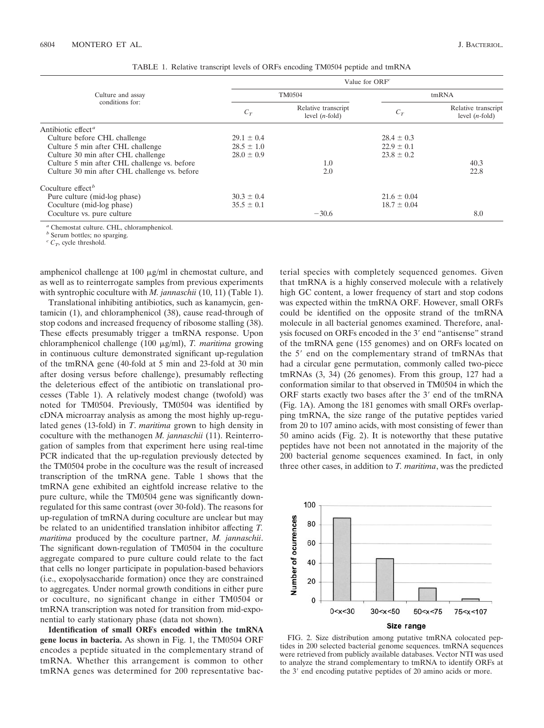TABLE 1. Relative transcript levels of ORFs encoding TM0504 peptide and tmRNA

| Culture and assay conditions for: | Value for ORF[c] | | | |
|---|---|---|---|---|
| | TM0504 | | tmRNA | |
| | $C_T$ | Relative transcript level (*n*-fold) | $C_T$ | Relative transcript level (*n*-fold) |
| Antibiotic effect[a] | | | | |
| Culture before CHL challenge | 29.1 ± 0.4 | | 28.4 ± 0.3 | |
| Culture 5 min after CHL challenge | 28.5 ± 1.0 | | 22.9 ± 0.1 | |
| Culture 30 min after CHL challenge | 28.0 ± 0.9 | | 23.8 ± 0.2 | |
| Culture 5 min after CHL challenge vs. before | | 1.0 | | 40.3 |
| Culture 30 min after CHL challenge vs. before | | 2.0 | | 22.8 |
| Coculture effect[b] | | | | |
| Pure culture (mid-log phase) | 30.3 ± 0.4 | | 21.6 ± 0.04 | |
| Coculture (mid-log phase) | 35.5 ± 0.1 | | 18.7 ± 0.04 | |
| Coculture vs. pure culture | | −30.6 | | 8.0 |

[a] Chemostat culture. CHL, chloramphenicol.
[b] Serum bottles; no sparging.
[c] $C_T$, cycle threshold.

amphenicol challenge at 100 μg/ml in chemostat culture, and as well as to reinterrogate samples from previous experiments with syntrophic coculture with *M. jannaschii* (10, 11) (Table 1).

Translational inhibiting antibiotics, such as kanamycin, gentamicin (1), and chloramphenicol (38), cause read-through of stop codons and increased frequency of ribosome stalling (38). These effects presumably trigger a tmRNA response. Upon chloramphenicol challenge (100 μg/ml), *T. maritima* growing in continuous culture demonstrated significant up-regulation of the tmRNA gene (40-fold at 5 min and 23-fold at 30 min after dosing versus before challenge), presumably reflecting the deleterious effect of the antibiotic on translational processes (Table 1). A relatively modest change (twofold) was noted for TM0504. Previously, TM0504 was identified by cDNA microarray analysis as among the most highly up-regulated genes (13-fold) in *T. maritima* grown to high density in coculture with the methanogen *M. jannaschii* (11). Reinterrogation of samples from that experiment here using real-time PCR indicated that the up-regulation previously detected by the TM0504 probe in the coculture was the result of increased transcription of the tmRNA gene. Table 1 shows that the tmRNA gene exhibited an eightfold increase relative to the pure culture, while the TM0504 gene was significantly down-regulated for this same contrast (over 30-fold). The reasons for up-regulation of tmRNA during coculture are unclear but may be related to an unidentified translation inhibitor affecting *T. maritima* produced by the coculture partner, *M. jannaschii*. The significant down-regulation of TM0504 in the coculture aggregate compared to pure culture could relate to the fact that cells no longer participate in population-based behaviors (i.e., exopolysaccharide formation) once they are constrained to aggregates. Under normal growth conditions in either pure or coculture, no significant change in either TM0504 or tmRNA transcription was noted for transition from mid-exponential to early stationary phase (data not shown).

**Identification of small ORFs encoded within the tmRNA gene locus in bacteria.** As shown in Fig. 1, the TM0504 ORF encodes a peptide situated in the complementary strand of tmRNA. Whether this arrangement is common to other tmRNA genes was determined for 200 representative bacterial species with completely sequenced genomes. Given that tmRNA is a highly conserved molecule with a relatively high GC content, a lower frequency of start and stop codons was expected within the tmRNA ORF. However, small ORFs could be identified on the opposite strand of the tmRNA molecule in all bacterial genomes examined. Therefore, analysis focused on ORFs encoded in the 3′ end "antisense" strand of the tmRNA gene (155 genomes) and on ORFs located on the 5′ end on the complementary strand of tmRNAs that had a circular gene permutation, commonly called two-piece tmRNAs (3, 34) (26 genomes). From this group, 127 had a conformation similar to that observed in TM0504 in which the ORF starts exactly two bases after the 3′ end of the tmRNA (Fig. 1A). Among the 181 genomes with small ORFs overlapping tmRNA, the size range of the putative peptides varied from 20 to 107 amino acids, with most consisting of fewer than 50 amino acids (Fig. 2). It is noteworthy that these putative peptides have not been not annotated in the majority of the 200 bacterial genome sequences examined. In fact, in only three other cases, in addition to *T. maritima*, was the predicted

FIG. 2. Size distribution among putative tmRNA colocated peptides in 200 selected bacterial genome sequences. tmRNA sequences were retrieved from publicly available databases. Vector NTI was used to analyze the strand complementary to tmRNA to identify ORFs at the 3′ end encoding putative peptides of 20 amino acids or more.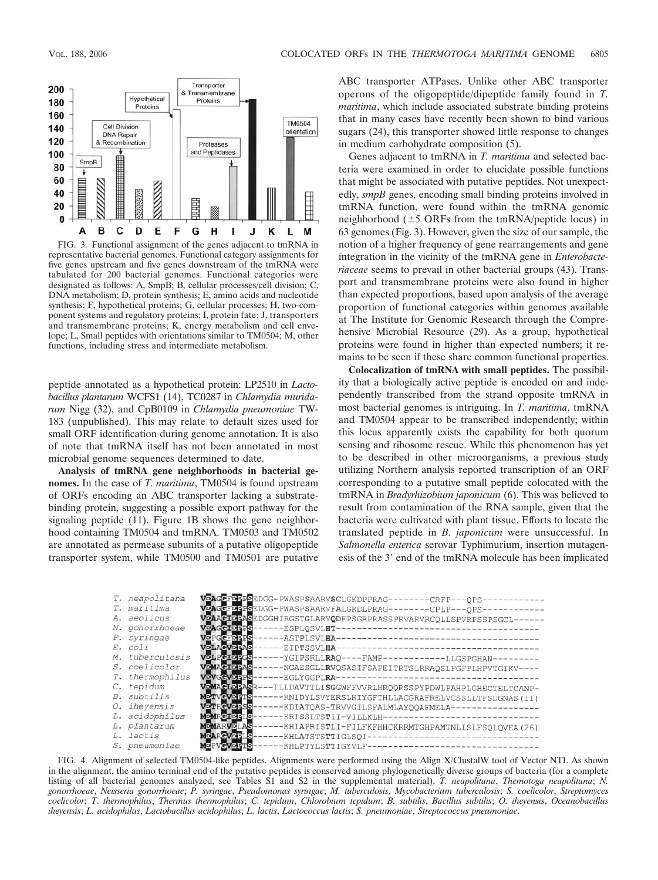FIG. 3. Functional assignment of the genes adjacent to tmRNA in representative bacterial genomes. Functional category assignments for five genes upstream and five genes downstream of the tmRNA were tabulated for 200 bacterial genomes. Functional categories were designated as follows: A, SmpB; B, cellular processes/cell division; C, DNA metabolism; D, protein synthesis; E, amino acids and nucleotide synthesis; F, hypothetical proteins; G, cellular processes; H, two-component systems and regulatory proteins; I, protein fate; J, transporters and transmembrane proteins; K, energy metabolism and cell envelope; L, Small peptides with orientations similar to TM0504; M, other functions, including stress and intermediate metabolism.

peptide annotated as a hypothetical protein: LP2510 in *Lactobacillus plantarum* WCFS1 (14), TC0287 in *Chlamydia muridarum* Nigg (32), and CpB0109 in *Chlamydia pneumoniae* TW-183 (unpublished). This may relate to default sizes used for small ORF identification during genome annotation. It is also of note that tmRNA itself has not been annotated in most microbial genome sequences determined to date.

**Analysis of tmRNA gene neighborhoods in bacterial genomes.** In the case of *T. maritima*, TM0504 is found upstream of ORFs encoding an ABC transporter lacking a substrate-binding protein, suggesting a possible export pathway for the signaling peptide (11). Figure 1B shows the gene neighborhood containing TM0504 and tmRNA. TM0503 and TM0502 are annotated as permease subunits of a putative oligopeptide transporter system, while TM0500 and TM0501 are putative ABC transporter ATPases. Unlike other ABC transporter operons of the oligopeptide/dipeptide family found in *T. maritima*, which include associated substrate binding proteins that in many cases have recently been shown to bind various sugars (24), this transporter showed little response to changes in medium carbohydrate composition (5).

Genes adjacent to tmRNA in *T. maritima* and selected bacteria were examined in order to elucidate possible functions that might be associated with putative peptides. Not unexpectedly, *smpB* genes, encoding small binding proteins involved in tmRNA function, were found within the tmRNA genomic neighborhood (±5 ORFs from the tmRNA/peptide locus) in 63 genomes (Fig. 3). However, given the size of our sample, the notion of a higher frequency of gene rearrangements and gene integration in the vicinity of the tmRNA gene in *Enterobacteriaceae* seems to prevail in other bacterial groups (43). Transport and transmembrane proteins were also found in higher than expected proportions, based upon analysis of the average proportion of functional categories within genomes available at The Institute for Genomic Research through the Comprehensive Microbial Resource (29). As a group, hypothetical proteins were found in higher than expected numbers; it remains to be seen if these share common functional properties.

**Colocalization of tmRNA with small peptides.** The possibility that a biologically active peptide is encoded on and independently transcribed from the strand opposite tmRNA in most bacterial genomes is intriguing. In *T. maritima*, tmRNA and TM0504 appear to be transcribed independently; within this locus apparently exists the capability for both quorum sensing and ribosome rescue. While this phenomenon has yet to be described in other microorganisms, a previous study utilizing Northern analysis reported transcription of an ORF corresponding to a putative small peptide colocated with the tmRNA in *Bradyrhizobium japonicum* (6). This was believed to result from contamination of the RNA sample, given that the bacteria were cultivated with plant tissue. Efforts to locate the translated peptide in *B. japonicum* were unsuccessful. In *Salmonella enterica* serovar Typhimurium, insertion mutagenesis of the 3′ end of the tmRNA molecule has been implicated

```
T. neapolitana   VEAGCPEPPSEDGG-PWASPSAARVSCLGKDPPRAG--------CRFP---QPS------------
T. maritima      VEAGCPEPPSEDGG-PWASPSAARVFALGRDLPRAG--------CPLP---QPS------------
A. aeolicus      VEAAGTEPASEDGGHIRGSTGLARVQDFPSGRPRASSPRVARVRCQLLSPVRPSSPSGCL------
N. gonorrhoeae   VEAGGTEPPS------ESPLQSVLHT---------------------------------------
P. syringae      VEPGCPEPPS------ASTPLSVLHA---------------------------------------
E. coli          VELAGVEPAS------EIPTSSVLHA---------------------------------------
M. tuberculosis  VELPGIEPGS------YGIPSRLLRAQ----FAMP------------LLGSPGHAN---------
S. coelicolor    VEMAGTEPAS------NGAESGLLRVQSASIFSAPEITRTSLRRAQSLFGFPLHPVTGIKV----
T. thermophilus  VEVGGVEPPS------EGLYGGPLRA---------------------------------------
C. tepidum       VEMAGTEPASR---TLLDAVTTLISGGWFFVVRLHRQQRSSPYPDWLPAHPLGHECTELTCANP-
B. subtilis      MEPVGVEPTS------RNIDYLSVYERSLHIYGFTHLLACGRAFRELVCSSLLTFSDGNAS(11)
O. iheyensis     VETEGVEPSS------KDIATQAS-TRVVGILSFALMLAYQQAFMELA-----------------
L. acidophilus   MEMRGTEPLS------KRISSLTSTII-VILLKLH------------------------------
L. plantarum     MEMARVELAS------KHIAPRISTLI-FILFKFHHCKRRMTGHPAMTNLISLFSQLQVEA(26)
L. lactis        MEARGVEPLS------KHLATSTSTTIGLSQI---------------------------------
S. pneumoniae    MEPVGVEPTS------KHLPTYLSTTIGYVLF---------------------------------
```

FIG. 4. Alignment of selected TM0504-like peptides. Alignments were performed using the Align X/ClustalW tool of Vector NTI. As shown in the alignment, the amino terminal end of the putative peptides is conserved among phylogenetically diverse groups of bacteria (for a complete listing of all bacterial genomes analyzed, see Tables S1 and S2 in the supplemental material). *T. neapolitana*, *Themotoga neapolitana*; *N. gonorrhoeae*, *Neisseria gonorrhoeae*; *P. syringae*, *Pseudomonas syringae*; *M. tuberculosis*, *Mycobacterium tuberculosis*; *S. coelicolor*, *Streptomyces coelicolor*; *T. thermophilus*, *Thermus thermophilus*; *C. tepidum*, *Chlorobium tepidum*; *B. subtilis*, *Bacillus subtilis*; *O. iheyensis*, *Oceanobacillus iheyensis*; *L. acidophilus*, *Lactobacillus acidophilus*; *L. lactis*, *Lactococcus lactis*; *S. pneumoniae*, *Streptococcus pneumoniae*.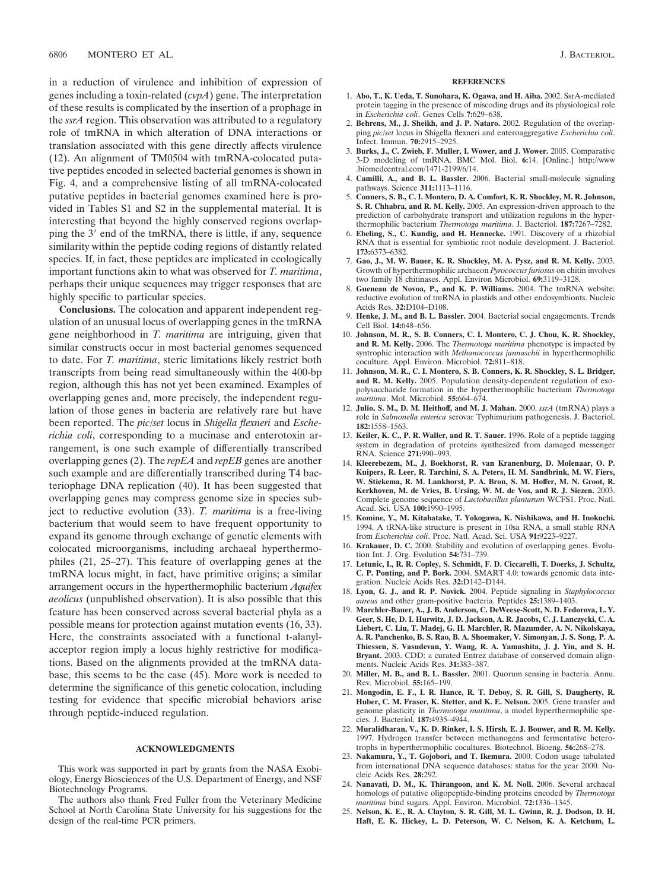in a reduction of virulence and inhibition of expression of genes including a toxin-related (*cvpA*) gene. The interpretation of these results is complicated by the insertion of a prophage in the *ssrA* region. This observation was attributed to a regulatory role of tmRNA in which alteration of DNA interactions or translation associated with this gene directly affects virulence (12). An alignment of TM0504 with tmRNA-colocated putative peptides encoded in selected bacterial genomes is shown in Fig. 4, and a comprehensive listing of all tmRNA-colocated putative peptides in bacterial genomes examined here is provided in Tables S1 and S2 in the supplemental material. It is interesting that beyond the highly conserved regions overlapping the 3′ end of the tmRNA, there is little, if any, sequence similarity within the peptide coding regions of distantly related species. If, in fact, these peptides are implicated in ecologically important functions akin to what was observed for *T. maritima*, perhaps their unique sequences may trigger responses that are highly specific to particular species.

**Conclusions.** The colocation and apparent independent regulation of an unusual locus of overlapping genes in the tmRNA gene neighborhood in *T. maritima* are intriguing, given that similar constructs occur in most bacterial genomes sequenced to date. For *T. maritima*, steric limitations likely restrict both transcripts from being read simultaneously within the 400-bp region, although this has not yet been examined. Examples of overlapping genes and, more precisely, the independent regulation of those genes in bacteria are relatively rare but have been reported. The *pic*/*set* locus in *Shigella flexneri* and *Escherichia coli*, corresponding to a mucinase and enterotoxin arrangement, is one such example of differentially transcribed overlapping genes (2). The *repEA* and *repEB* genes are another such example and are differentially transcribed during T4 bacteriophage DNA replication (40). It has been suggested that overlapping genes may compress genome size in species subject to reductive evolution (33). *T. maritima* is a free-living bacterium that would seem to have frequent opportunity to expand its genome through exchange of genetic elements with colocated microorganisms, including archaeal hyperthermophiles (21, 25–27). This feature of overlapping genes at the tmRNA locus might, in fact, have primitive origins; a similar arrangement occurs in the hyperthermophilic bacterium *Aquifex aeolicus* (unpublished observation). It is also possible that this feature has been conserved across several bacterial phyla as a possible means for protection against mutation events (16, 33). Here, the constraints associated with a functional t-alanyl-acceptor region imply a locus highly restrictive for modifications. Based on the alignments provided at the tmRNA database, this seems to be the case (45). More work is needed to determine the significance of this genetic colocation, including testing for evidence that specific microbial behaviors arise through peptide-induced regulation.

## ACKNOWLEDGMENTS

This work was supported in part by grants from the NASA Exobiology, Energy Biosciences of the U.S. Department of Energy, and NSF Biotechnology Programs.

The authors also thank Fred Fuller from the Veterinary Medicine School at North Carolina State University for his suggestions for the design of the real-time PCR primers.

## REFERENCES

1. **Abo, T., K. Ueda, T. Sunohara, K. Ogawa, and H. Aiba.** 2002. SsrA-mediated protein tagging in the presence of miscoding drugs and its physiological role in *Escherichia coli*. Genes Cells **7:**629–638.
2. **Behrens, M., J. Sheikh, and J. P. Nataro.** 2002. Regulation of the overlapping *pic*/*set* locus in Shigella flexneri and enteroaggregative *Escherichia coli*. Infect. Immun. **70:**2915–2925.
3. **Burks, J., C. Zwieb, F. Muller, I. Wower, and J. Wower.** 2005. Comparative 3-D modeling of tmRNA. BMC Mol. Biol. **6:**14. [Online.] http://www.biomedcentral.com/1471-2199/6/14.
4. **Camilli, A., and B. L. Bassler.** 2006. Bacterial small-molecule signaling pathways. Science **311:**1113–1116.
5. **Conners, S. B., C. I. Montero, D. A. Comfort, K. R. Shockley, M. R. Johnson, S. R. Chhabra, and R. M. Kelly.** 2005. An expression-driven approach to the prediction of carbohydrate transport and utilization regulons in the hyperthermophilic bacterium *Thermotoga maritima*. J. Bacteriol. **187:**7267–7282.
6. **Ebeling, S., C. Kundig, and H. Hennecke.** 1991. Discovery of a rhizobial RNA that is essential for symbiotic root nodule development. J. Bacteriol. **173:**6373–6382.
7. **Gao, J., M. W. Bauer, K. R. Shockley, M. A. Pysz, and R. M. Kelly.** 2003. Growth of hyperthermophilic archaeon *Pyrococcus furiosus* on chitin involves two family 18 chitinases. Appl. Environ Microbiol. **69:**3119–3128.
8. **Gueneau de Novoa, P., and K. P. Williams.** 2004. The tmRNA website: reductive evolution of tmRNA in plastids and other endosymbionts. Nucleic Acids Res. **32:**D104–D108.
9. **Henke, J. M., and B. L. Bassler.** 2004. Bacterial social engagements. Trends Cell Biol. **14:**648–656.
10. **Johnson, M. R., S. B. Conners, C. I. Montero, C. J. Chou, K. R. Shockley, and R. M. Kelly.** 2006. The *Thermotoga maritima* phenotype is impacted by syntrophic interaction with *Methanococcus jannaschii* in hyperthermophilic coculture. Appl. Environ. Microbiol. **72:**811–818.
11. **Johnson, M. R., C. I. Montero, S. B. Conners, K. R. Shockley, S. L. Bridger, and R. M. Kelly.** 2005. Population density-dependent regulation of exopolysaccharide formation in the hyperthermophilic bacterium *Thermotoga maritima*. Mol. Microbiol. **55:**664–674.
12. **Julio, S. M., D. M. Heithoff, and M. J. Mahan.** 2000. *ssrA* (tmRNA) plays a role in *Salmonella enterica* serovar Typhimurium pathogenesis. J. Bacteriol. **182:**1558–1563.
13. **Keiler, K. C., P. R. Waller, and R. T. Sauer.** 1996. Role of a peptide tagging system in degradation of proteins synthesized from damaged messenger RNA. Science **271:**990–993.
14. **Kleerebezem, M., J. Boekhorst, R. van Kranenburg, D. Molenaar, O. P. Kuipers, R. Leer, R. Tarchini, S. A. Peters, H. M. Sandbrink, M. W. Fiers, W. Stiekema, R. M. Lankhorst, P. A. Bron, S. M. Hoffer, M. N. Groot, R. Kerkhoven, M. de Vries, B. Ursing, W. M. de Vos, and R. J. Siezen.** 2003. Complete genome sequence of *Lactobacillus plantarum* WCFS1. Proc. Natl. Acad. Sci. USA **100:**1990–1995.
15. **Komine, Y., M. Kitabatake, T. Yokogawa, K. Nishikawa, and H. Inokuchi.** 1994. A tRNA-like structure is present in 10sa RNA, a small stable RNA from *Escherichia coli*. Proc. Natl. Acad. Sci. USA **91:**9223–9227.
16. **Krakauer, D. C.** 2000. Stability and evolution of overlapping genes. Evolution Int. J. Org. Evolution **54:**731–739.
17. **Letunic, I., R. R. Copley, S. Schmidt, F. D. Ciccarelli, T. Doerks, J. Schultz, C. P. Ponting, and P. Bork.** 2004. SMART 4.0: towards genomic data integration. Nucleic Acids Res. **32:**D142–D144.
18. **Lyon, G. J., and R. P. Novick.** 2004. Peptide signaling in *Staphylococcus aureus* and other gram-positive bacteria. Peptides **25:**1389–1403.
19. **Marchler-Bauer, A., J. B. Anderson, C. DeWeese-Scott, N. D. Fedorova, L. Y. Geer, S. He, D. I. Hurwitz, J. D. Jackson, A. R. Jacobs, C. J. Lanczycki, C. A. Liebert, C. Liu, T. Madej, G. H. Marchler, R. Mazumder, A. N. Nikolskaya, A. R. Panchenko, B. S. Rao, B. A. Shoemaker, V. Simonyan, J. S. Song, P. A. Thiessen, S. Vasudevan, Y. Wang, R. A. Yamashita, J. J. Yin, and S. H. Bryant.** 2003. CDD: a curated Entrez database of conserved domain alignments. Nucleic Acids Res. **31:**383–387.
20. **Miller, M. B., and B. L. Bassler.** 2001. Quorum sensing in bacteria. Annu. Rev. Microbiol. **55:**165–199.
21. **Mongodin, E. F., I. R. Hance, R. T. Deboy, S. R. Gill, S. Daugherty, R. Huber, C. M. Fraser, K. Stetter, and K. E. Nelson.** 2005. Gene transfer and genome plasticity in *Thermotoga maritima*, a model hyperthermophilic species. J. Bacteriol. **187:**4935–4944.
22. **Muralidharan, V., K. D. Rinker, I. S. Hirsh, E. J. Bouwer, and R. M. Kelly.** 1997. Hydrogen transfer between methanogens and fermentative heterotrophs in hyperthermophilic cocultures. Biotechnol. Bioeng. **56:**268–278.
23. **Nakamura, Y., T. Gojobori, and T. Ikemura.** 2000. Codon usage tabulated from international DNA sequence databases: status for the year 2000. Nucleic Acids Res. **28:**292.
24. **Nanavati, D. M., K. Thirangoon, and K. M. Noll.** 2006. Several archaeal homologs of putative oligopeptide-binding proteins encoded by *Thermotoga maritima* bind sugars. Appl. Environ. Microbiol. **72:**1336–1345.
25. **Nelson, K. E., R. A. Clayton, S. R. Gill, M. L. Gwinn, R. J. Dodson, D. H. Haft, E. K. Hickey, L. D. Peterson, W. C. Nelson, K. A. Ketchum, L.**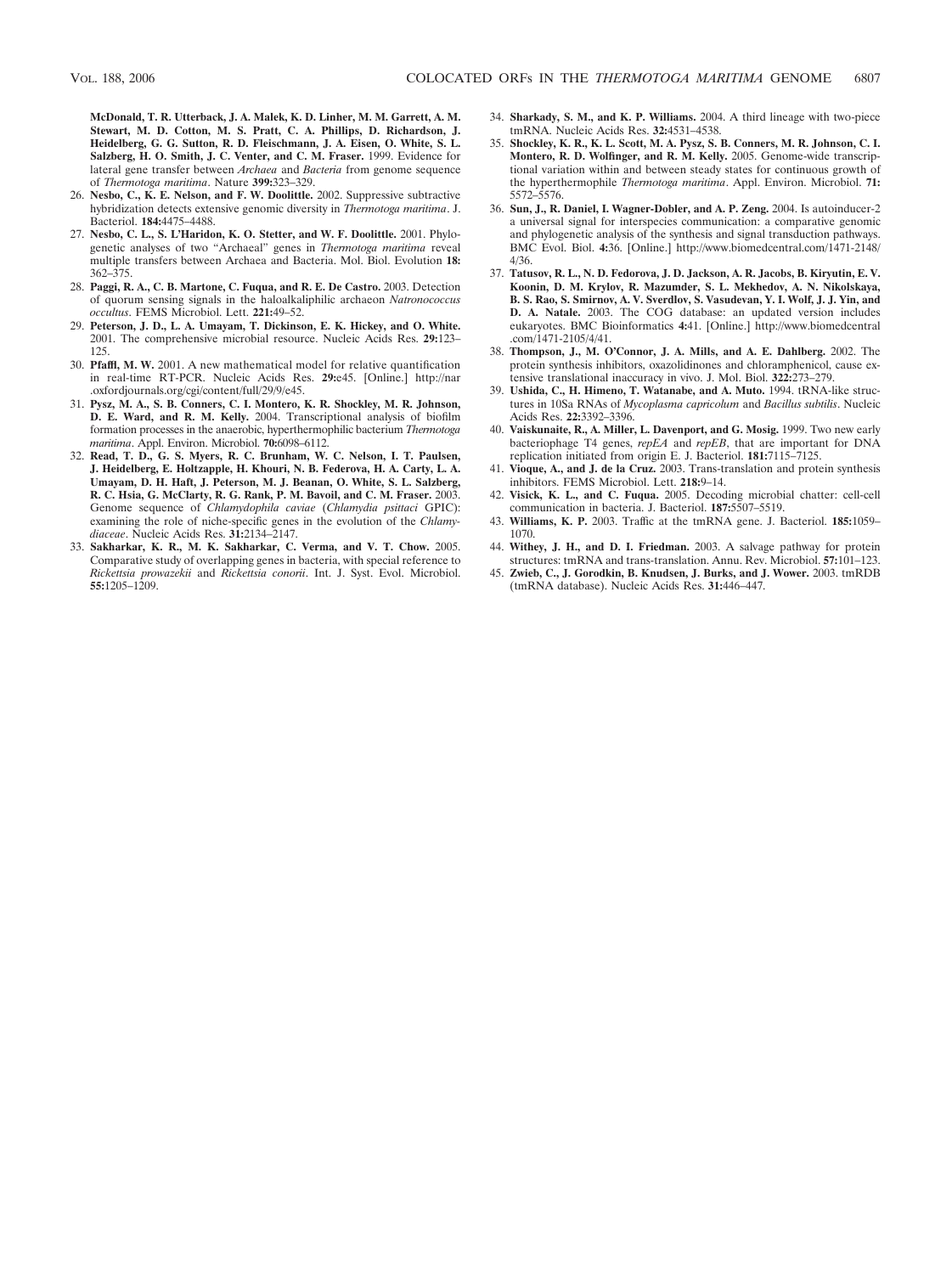McDonald, T. R. Utterback, J. A. Malek, K. D. Linher, M. M. Garrett, A. M. Stewart, M. D. Cotton, M. S. Pratt, C. A. Phillips, D. Richardson, J. Heidelberg, G. G. Sutton, R. D. Fleischmann, J. A. Eisen, O. White, S. L. Salzberg, H. O. Smith, J. C. Venter, and C. M. Fraser. 1999. Evidence for lateral gene transfer between *Archaea* and *Bacteria* from genome sequence of *Thermotoga maritima*. Nature **399:**323–329.

26. **Nesbo, C., K. E. Nelson, and F. W. Doolittle.** 2002. Suppressive subtractive hybridization detects extensive genomic diversity in *Thermotoga maritima*. J. Bacteriol. **184:**4475–4488.
27. **Nesbo, C. L., S. L'Haridon, K. O. Stetter, and W. F. Doolittle.** 2001. Phylogenetic analyses of two "Archaeal" genes in *Thermotoga maritima* reveal multiple transfers between Archaea and Bacteria. Mol. Biol. Evolution **18:** 362–375.
28. **Paggi, R. A., C. B. Martone, C. Fuqua, and R. E. De Castro.** 2003. Detection of quorum sensing signals in the haloalkaliphilic archaeon *Natronococcus occultus*. FEMS Microbiol. Lett. **221:**49–52.
29. **Peterson, J. D., L. A. Umayam, T. Dickinson, E. K. Hickey, and O. White.** 2001. The comprehensive microbial resource. Nucleic Acids Res. **29:**123–125.
30. **Pfaffl, M. W.** 2001. A new mathematical model for relative quantification in real-time RT-PCR. Nucleic Acids Res. **29:**e45. [Online.] http://nar.oxfordjournals.org/cgi/content/full/29/9/e45.
31. **Pysz, M. A., S. B. Conners, C. I. Montero, K. R. Shockley, M. R. Johnson, D. E. Ward, and R. M. Kelly.** 2004. Transcriptional analysis of biofilm formation processes in the anaerobic, hyperthermophilic bacterium *Thermotoga maritima*. Appl. Environ. Microbiol. **70:**6098–6112.
32. **Read, T. D., G. S. Myers, R. C. Brunham, W. C. Nelson, I. T. Paulsen, J. Heidelberg, E. Holtzapple, H. Khouri, N. B. Federova, H. A. Carty, L. A. Umayam, D. H. Haft, J. Peterson, M. J. Beanan, O. White, S. L. Salzberg, R. C. Hsia, G. McClarty, R. G. Rank, P. M. Bavoil, and C. M. Fraser.** 2003. Genome sequence of *Chlamydophila caviae* (*Chlamydia psittaci* GPIC): examining the role of niche-specific genes in the evolution of the *Chlamydiaceae*. Nucleic Acids Res. **31:**2134–2147.
33. **Sakharkar, K. R., M. K. Sakharkar, C. Verma, and V. T. Chow.** 2005. Comparative study of overlapping genes in bacteria, with special reference to *Rickettsia prowazekii* and *Rickettsia conorii*. Int. J. Syst. Evol. Microbiol. **55:**1205–1209.
34. **Sharkady, S. M., and K. P. Williams.** 2004. A third lineage with two-piece tmRNA. Nucleic Acids Res. **32:**4531–4538.
35. **Shockley, K. R., K. L. Scott, M. A. Pysz, S. B. Conners, M. R. Johnson, C. I. Montero, R. D. Wolfinger, and R. M. Kelly.** 2005. Genome-wide transcriptional variation within and between steady states for continuous growth of the hyperthermophile *Thermotoga maritima*. Appl. Environ. Microbiol. **71:** 5572–5576.
36. **Sun, J., R. Daniel, I. Wagner-Dobler, and A. P. Zeng.** 2004. Is autoinducer-2 a universal signal for interspecies communication: a comparative genomic and phylogenetic analysis of the synthesis and signal transduction pathways. BMC Evol. Biol. **4:**36. [Online.] http://www.biomedcentral.com/1471-2148/4/36.
37. **Tatusov, R. L., N. D. Fedorova, J. D. Jackson, A. R. Jacobs, B. Kiryutin, E. V. Koonin, D. M. Krylov, R. Mazumder, S. L. Mekhedov, A. N. Nikolskaya, B. S. Rao, S. Smirnov, A. V. Sverdlov, S. Vasudevan, Y. I. Wolf, J. J. Yin, and D. A. Natale.** 2003. The COG database: an updated version includes eukaryotes. BMC Bioinformatics **4:**41. [Online.] http://www.biomedcentral.com/1471-2105/4/41.
38. **Thompson, J., M. O'Connor, J. A. Mills, and A. E. Dahlberg.** 2002. The protein synthesis inhibitors, oxazolidinones and chloramphenicol, cause extensive translational inaccuracy in vivo. J. Mol. Biol. **322:**273–279.
39. **Ushida, C., H. Himeno, T. Watanabe, and A. Muto.** 1994. tRNA-like structures in 10Sa RNAs of *Mycoplasma capricolum* and *Bacillus subtilis*. Nucleic Acids Res. **22:**3392–3396.
40. **Vaiskunaite, R., A. Miller, L. Davenport, and G. Mosig.** 1999. Two new early bacteriophage T4 genes, *repEA* and *repEB*, that are important for DNA replication initiated from origin E. J. Bacteriol. **181:**7115–7125.
41. **Vioque, A., and J. de la Cruz.** 2003. Trans-translation and protein synthesis inhibitors. FEMS Microbiol. Lett. **218:**9–14.
42. **Visick, K. L., and C. Fuqua.** 2005. Decoding microbial chatter: cell-cell communication in bacteria. J. Bacteriol. **187:**5507–5519.
43. **Williams, K. P.** 2003. Traffic at the tmRNA gene. J. Bacteriol. **185:**1059–1070.
44. **Withey, J. H., and D. I. Friedman.** 2003. A salvage pathway for protein structures: tmRNA and trans-translation. Annu. Rev. Microbiol. **57:**101–123.
45. **Zwieb, C., J. Gorodkin, B. Knudsen, J. Burks, and J. Wower.** 2003. tmRDB (tmRNA database). Nucleic Acids Res. **31:**446–447.